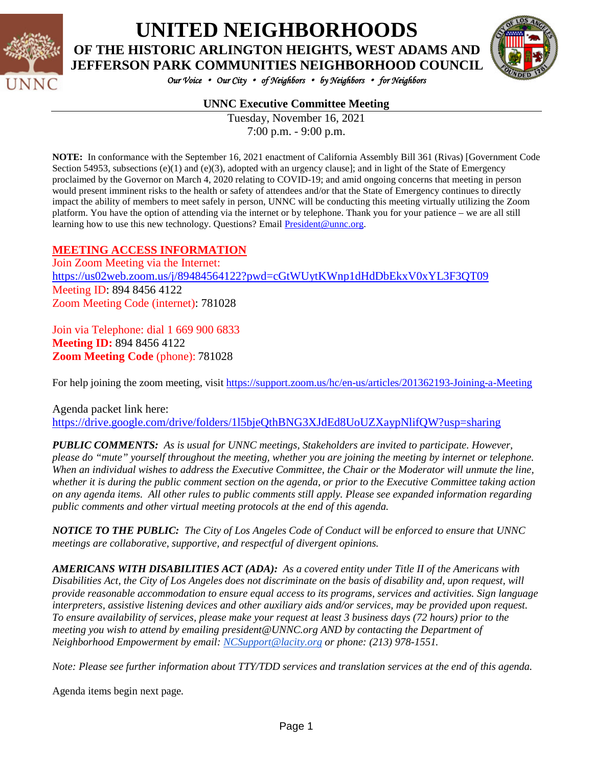# UNITED NEIGHBORHOODS

## OF THE HISTORIC ARLINGTON HEIGHTS, WEST ADAMS AND JEFFERSON PARK COMMUNITIES NEIGHBORHOOD COUNCIL

*Our Voice • Our City • of Neighbors • by Neighbors • for Neighbors*

### UNNC Executive Committee Meeting

Tuesday, November 16, 2021
7:00 p.m. - 9:00 p.m.

**NOTE:** In conformance with the September 16, 2021 enactment of California Assembly Bill 361 (Rivas) [Government Code Section 54953, subsections (e)(1) and (e)(3), adopted with an urgency clause]; and in light of the State of Emergency proclaimed by the Governor on March 4, 2020 relating to COVID-19; and amid ongoing concerns that meeting in person would present imminent risks to the health or safety of attendees and/or that the State of Emergency continues to directly impact the ability of members to meet safely in person, UNNC will be conducting this meeting virtually utilizing the Zoom platform. You have the option of attending via the internet or by telephone. Thank you for your patience – we are all still learning how to use this new technology. Questions? Email President@unnc.org.

**MEETING ACCESS INFORMATION**

Join Zoom Meeting via the Internet:
https://us02web.zoom.us/j/89484564122?pwd=cGtWUytKWnp1dHdDbEkxV0xYL3F3QT09
Meeting ID: 894 8456 4122
Zoom Meeting Code (internet): 781028

Join via Telephone: dial 1 669 900 6833
**Meeting ID:** 894 8456 4122
**Zoom Meeting Code** (phone): 781028

For help joining the zoom meeting, visit https://support.zoom.us/hc/en-us/articles/201362193-Joining-a-Meeting

Agenda packet link here:
https://drive.google.com/drive/folders/1l5bjeQthBNG3XJdEd8UoUZXaypNlifQW?usp=sharing

***PUBLIC COMMENTS:*** *As is usual for UNNC meetings, Stakeholders are invited to participate. However, please do "mute" yourself throughout the meeting, whether you are joining the meeting by internet or telephone. When an individual wishes to address the Executive Committee, the Chair or the Moderator will unmute the line, whether it is during the public comment section on the agenda, or prior to the Executive Committee taking action on any agenda items. All other rules to public comments still apply. Please see expanded information regarding public comments and other virtual meeting protocols at the end of this agenda.*

***NOTICE TO THE PUBLIC:*** *The City of Los Angeles Code of Conduct will be enforced to ensure that UNNC meetings are collaborative, supportive, and respectful of divergent opinions.*

***AMERICANS WITH DISABILITIES ACT (ADA):*** *As a covered entity under Title II of the Americans with Disabilities Act, the City of Los Angeles does not discriminate on the basis of disability and, upon request, will provide reasonable accommodation to ensure equal access to its programs, services and activities. Sign language interpreters, assistive listening devices and other auxiliary aids and/or services, may be provided upon request. To ensure availability of services, please make your request at least 3 business days (72 hours) prior to the meeting you wish to attend by emailing president@UNNC.org AND by contacting the Department of Neighborhood Empowerment by email: NCSupport@lacity.org or phone: (213) 978-1551.*

*Note: Please see further information about TTY/TDD services and translation services at the end of this agenda.*

Agenda items begin next page.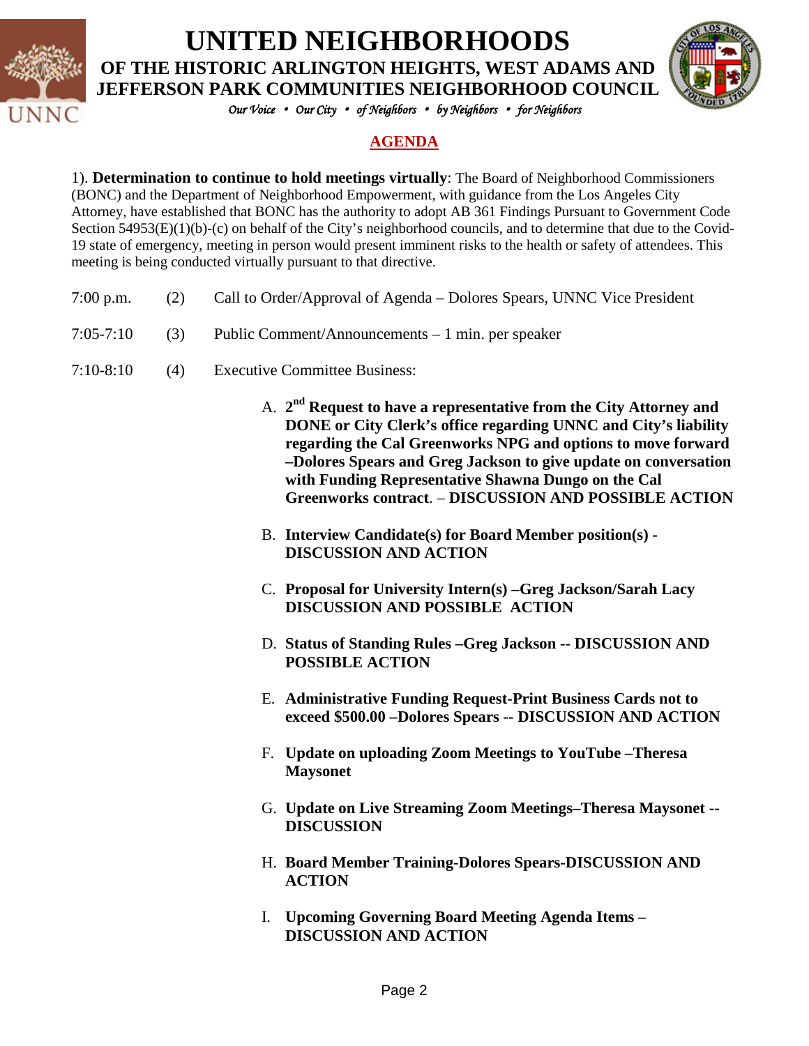# UNITED NEIGHBORHOODS

## OF THE HISTORIC ARLINGTON HEIGHTS, WEST ADAMS AND JEFFERSON PARK COMMUNITIES NEIGHBORHOOD COUNCIL

*Our Voice • Our City • of Neighbors • by Neighbors • for Neighbors*

## AGENDA

1). **Determination to continue to hold meetings virtually**: The Board of Neighborhood Commissioners (BONC) and the Department of Neighborhood Empowerment, with guidance from the Los Angeles City Attorney, have established that BONC has the authority to adopt AB 361 Findings Pursuant to Government Code Section 54953(E)(1)(b)-(c) on behalf of the City's neighborhood councils, and to determine that due to the Covid-19 state of emergency, meeting in person would present imminent risks to the health or safety of attendees. This meeting is being conducted virtually pursuant to that directive.

7:00 p.m. (2) Call to Order/Approval of Agenda – Dolores Spears, UNNC Vice President

7:05-7:10 (3) Public Comment/Announcements – 1 min. per speaker

7:10-8:10 (4) Executive Committee Business:

A. **2nd Request to have a representative from the City Attorney and DONE or City Clerk's office regarding UNNC and City's liability regarding the Cal Greenworks NPG and options to move forward –Dolores Spears and Greg Jackson to give update on conversation with Funding Representative Shawna Dungo on the Cal Greenworks contract**. – **DISCUSSION AND POSSIBLE ACTION**

B. **Interview Candidate(s) for Board Member position(s) - DISCUSSION AND ACTION**

C. **Proposal for University Intern(s) –Greg Jackson/Sarah Lacy DISCUSSION AND POSSIBLE ACTION**

D. **Status of Standing Rules –Greg Jackson -- DISCUSSION AND POSSIBLE ACTION**

E. **Administrative Funding Request-Print Business Cards not to exceed $500.00 –Dolores Spears -- DISCUSSION AND ACTION**

F. **Update on uploading Zoom Meetings to YouTube –Theresa Maysonet**

G. **Update on Live Streaming Zoom Meetings–Theresa Maysonet -- DISCUSSION**

H. **Board Member Training-Dolores Spears-DISCUSSION AND ACTION**

I. **Upcoming Governing Board Meeting Agenda Items – DISCUSSION AND ACTION**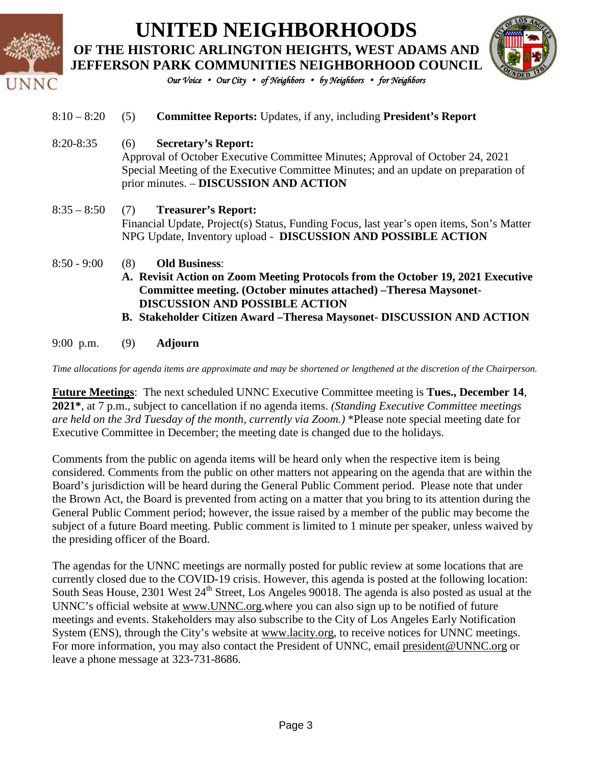# UNITED NEIGHBORHOODS

## OF THE HISTORIC ARLINGTON HEIGHTS, WEST ADAMS AND JEFFERSON PARK COMMUNITIES NEIGHBORHOOD COUNCIL

*Our Voice • Our City • of Neighbors • by Neighbors • for Neighbors*

8:10 – 8:20 (5) **Committee Reports:** Updates, if any, including **President's Report**

8:20-8:35 (6) **Secretary's Report:**
Approval of October Executive Committee Minutes; Approval of October 24, 2021 Special Meeting of the Executive Committee Minutes; and an update on preparation of prior minutes. – **DISCUSSION AND ACTION**

8:35 – 8:50 (7) **Treasurer's Report:**
Financial Update, Project(s) Status, Funding Focus, last year's open items, Son's Matter NPG Update, Inventory upload - **DISCUSSION AND POSSIBLE ACTION**

8:50 - 9:00 (8) **Old Business**:

**A. Revisit Action on Zoom Meeting Protocols from the October 19, 2021 Executive Committee meeting. (October minutes attached) –Theresa Maysonet- DISCUSSION AND POSSIBLE ACTION**

**B. Stakeholder Citizen Award –Theresa Maysonet- DISCUSSION AND ACTION**

9:00 p.m. (9) **Adjourn**

*Time allocations for agenda items are approximate and may be shortened or lengthened at the discretion of the Chairperson.*

**Future Meetings**: The next scheduled UNNC Executive Committee meeting is **Tues., December 14, 2021\***, at 7 p.m., subject to cancellation if no agenda items. *(Standing Executive Committee meetings are held on the 3rd Tuesday of the month, currently via Zoom.)* *Please note special meeting date for Executive Committee in December; the meeting date is changed due to the holidays.

Comments from the public on agenda items will be heard only when the respective item is being considered. Comments from the public on other matters not appearing on the agenda that are within the Board's jurisdiction will be heard during the General Public Comment period. Please note that under the Brown Act, the Board is prevented from acting on a matter that you bring to its attention during the General Public Comment period; however, the issue raised by a member of the public may become the subject of a future Board meeting. Public comment is limited to 1 minute per speaker, unless waived by the presiding officer of the Board.

The agendas for the UNNC meetings are normally posted for public review at some locations that are currently closed due to the COVID-19 crisis. However, this agenda is posted at the following location: South Seas House, 2301 West 24th Street, Los Angeles 90018. The agenda is also posted as usual at the UNNC's official website at www.UNNC.org.where you can also sign up to be notified of future meetings and events. Stakeholders may also subscribe to the City of Los Angeles Early Notification System (ENS), through the City's website at www.lacity.org, to receive notices for UNNC meetings. For more information, you may also contact the President of UNNC, email president@UNNC.org or leave a phone message at 323-731-8686.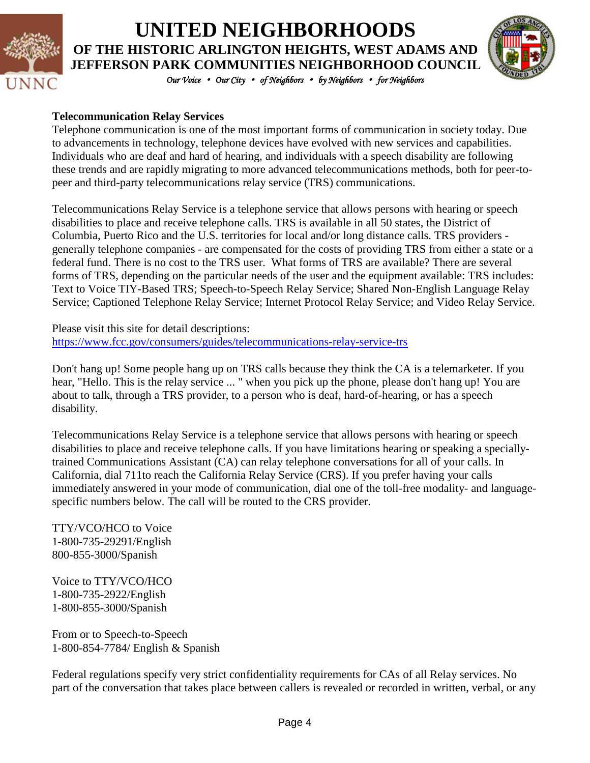**Telecommunication Relay Services**

Telephone communication is one of the most important forms of communication in society today. Due to advancements in technology, telephone devices have evolved with new services and capabilities. Individuals who are deaf and hard of hearing, and individuals with a speech disability are following these trends and are rapidly migrating to more advanced telecommunications methods, both for peer-to-peer and third-party telecommunications relay service (TRS) communications.

Telecommunications Relay Service is a telephone service that allows persons with hearing or speech disabilities to place and receive telephone calls. TRS is available in all 50 states, the District of Columbia, Puerto Rico and the U.S. territories for local and/or long distance calls. TRS providers - generally telephone companies - are compensated for the costs of providing TRS from either a state or a federal fund. There is no cost to the TRS user. What forms of TRS are available? There are several forms of TRS, depending on the particular needs of the user and the equipment available: TRS includes: Text to Voice TIY-Based TRS; Speech-to-Speech Relay Service; Shared Non-English Language Relay Service; Captioned Telephone Relay Service; Internet Protocol Relay Service; and Video Relay Service.

Please visit this site for detail descriptions:
https://www.fcc.gov/consumers/guides/telecommunications-relay-service-trs

Don't hang up! Some people hang up on TRS calls because they think the CA is a telemarketer. If you hear, "Hello. This is the relay service ... " when you pick up the phone, please don't hang up! You are about to talk, through a TRS provider, to a person who is deaf, hard-of-hearing, or has a speech disability.

Telecommunications Relay Service is a telephone service that allows persons with hearing or speech disabilities to place and receive telephone calls. If you have limitations hearing or speaking a specially-trained Communications Assistant (CA) can relay telephone conversations for all of your calls. In California, dial 711to reach the California Relay Service (CRS). If you prefer having your calls immediately answered in your mode of communication, dial one of the toll-free modality- and language-specific numbers below. The call will be routed to the CRS provider.

TTY/VCO/HCO to Voice
1-800-735-29291/English
800-855-3000/Spanish

Voice to TTY/VCO/HCO
1-800-735-2922/English
1-800-855-3000/Spanish

From or to Speech-to-Speech
1-800-854-7784/ English & Spanish

Federal regulations specify very strict confidentiality requirements for CAs of all Relay services. No part of the conversation that takes place between callers is revealed or recorded in written, verbal, or any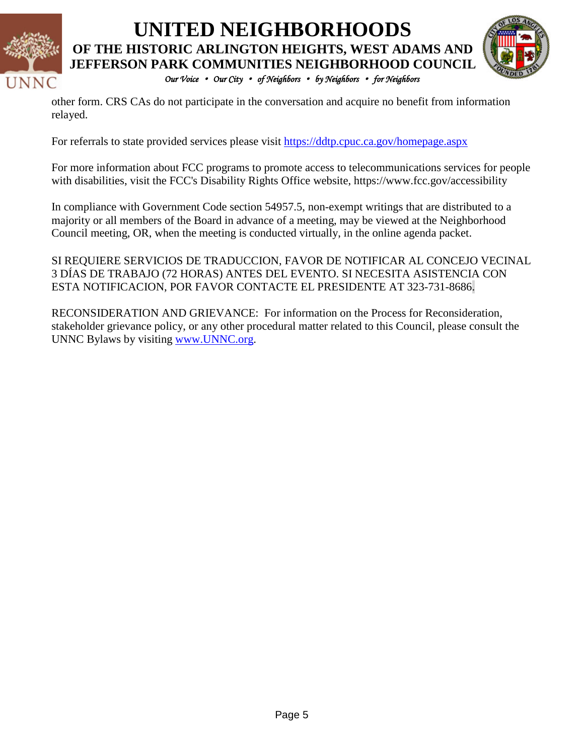other form. CRS CAs do not participate in the conversation and acquire no benefit from information relayed.

For referrals to state provided services please visit https://ddtp.cpuc.ca.gov/homepage.aspx

For more information about FCC programs to promote access to telecommunications services for people with disabilities, visit the FCC's Disability Rights Office website, https://www.fcc.gov/accessibility

In compliance with Government Code section 54957.5, non-exempt writings that are distributed to a majority or all members of the Board in advance of a meeting, may be viewed at the Neighborhood Council meeting, OR, when the meeting is conducted virtually, in the online agenda packet.

SI REQUIERE SERVICIOS DE TRADUCCION, FAVOR DE NOTIFICAR AL CONCEJO VECINAL 3 DÍAS DE TRABAJO (72 HORAS) ANTES DEL EVENTO. SI NECESITA ASISTENCIA CON ESTA NOTIFICACION, POR FAVOR CONTACTE EL PRESIDENTE AT 323-731-8686.

RECONSIDERATION AND GRIEVANCE: For information on the Process for Reconsideration, stakeholder grievance policy, or any other procedural matter related to this Council, please consult the UNNC Bylaws by visiting www.UNNC.org.